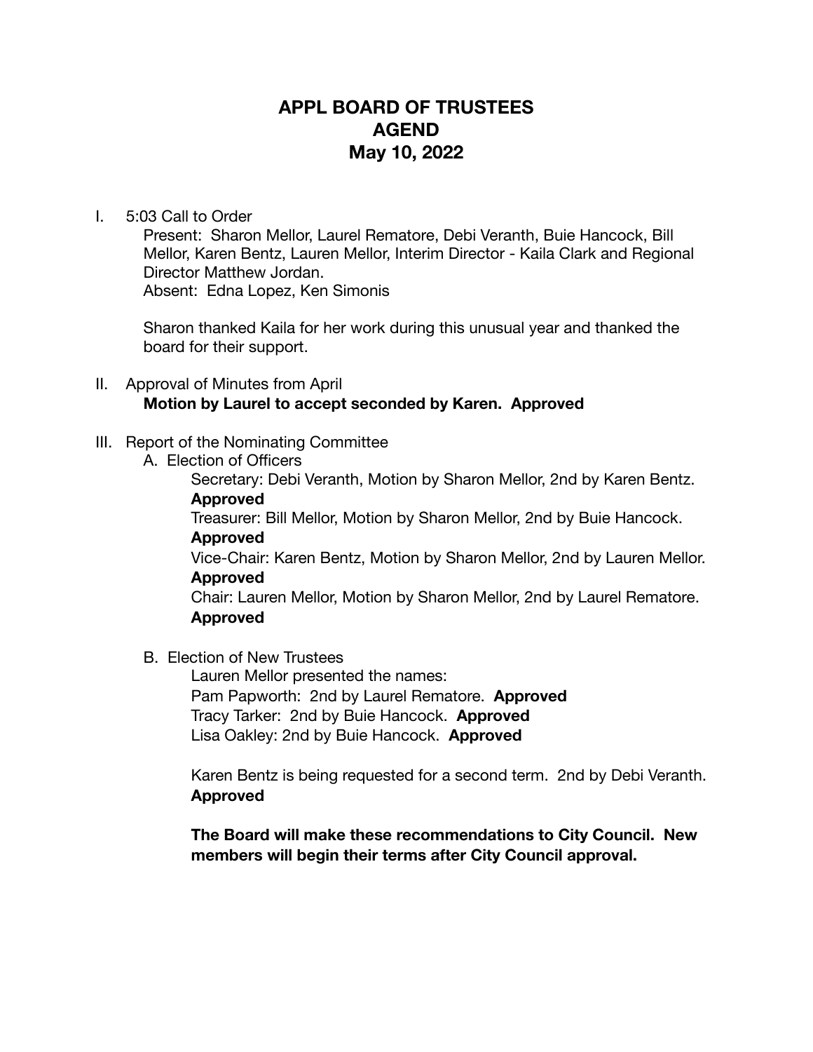# APPL BOARD OF TRUSTEES
# AGEND
# May 10, 2022

I. 5:03 Call to Order

Present: Sharon Mellor, Laurel Rematore, Debi Veranth, Buie Hancock, Bill Mellor, Karen Bentz, Lauren Mellor, Interim Director - Kaila Clark and Regional Director Matthew Jordan.
Absent: Edna Lopez, Ken Simonis

Sharon thanked Kaila for her work during this unusual year and thanked the board for their support.

II. Approval of Minutes from April

**Motion by Laurel to accept seconded by Karen. Approved**

III. Report of the Nominating Committee

A. Election of Officers

Secretary: Debi Veranth, Motion by Sharon Mellor, 2nd by Karen Bentz. **Approved**

Treasurer: Bill Mellor, Motion by Sharon Mellor, 2nd by Buie Hancock. **Approved**

Vice-Chair: Karen Bentz, Motion by Sharon Mellor, 2nd by Lauren Mellor. **Approved**

Chair: Lauren Mellor, Motion by Sharon Mellor, 2nd by Laurel Rematore. **Approved**

B. Election of New Trustees

Lauren Mellor presented the names:
Pam Papworth: 2nd by Laurel Rematore. **Approved**
Tracy Tarker: 2nd by Buie Hancock. **Approved**
Lisa Oakley: 2nd by Buie Hancock. **Approved**

Karen Bentz is being requested for a second term. 2nd by Debi Veranth. **Approved**

**The Board will make these recommendations to City Council. New members will begin their terms after City Council approval.**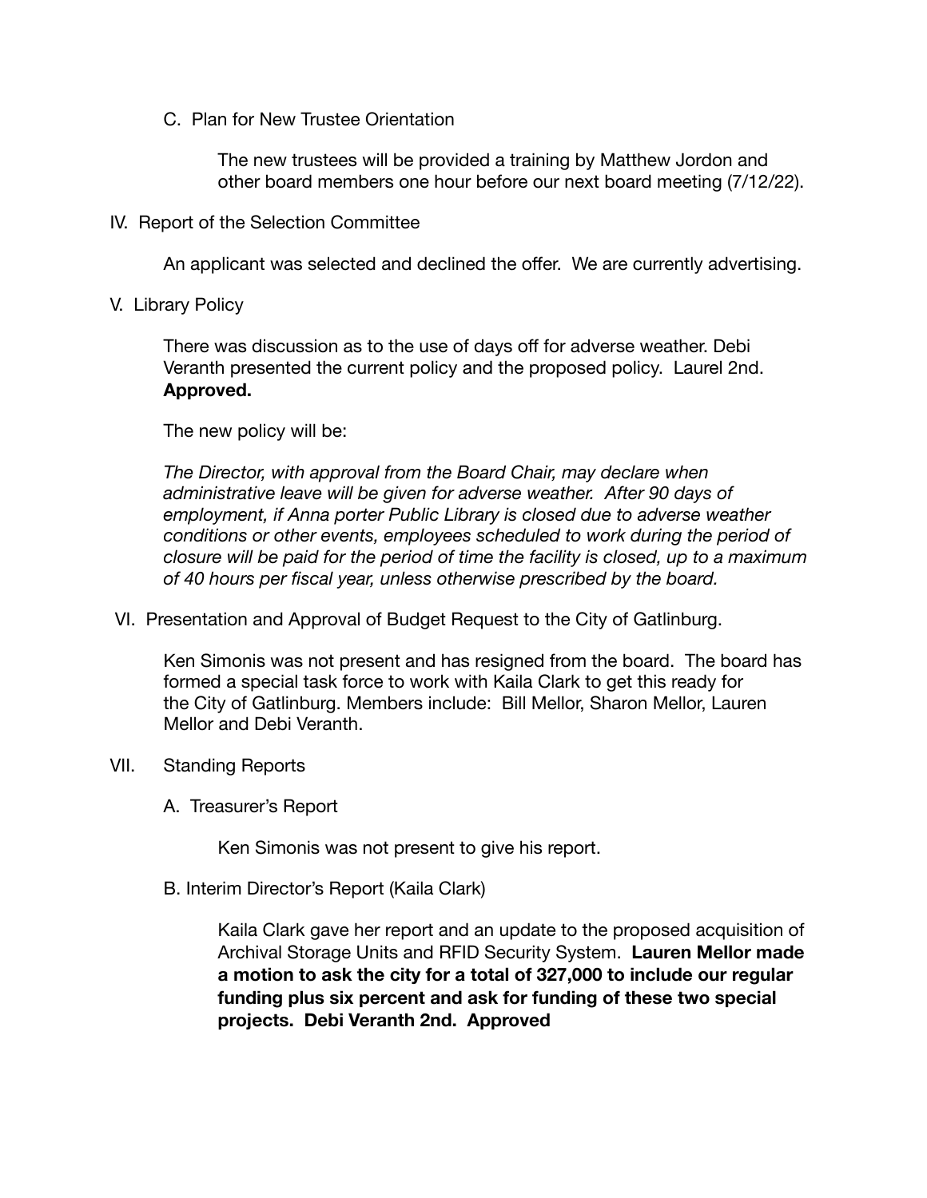C. Plan for New Trustee Orientation

The new trustees will be provided a training by Matthew Jordon and other board members one hour before our next board meeting (7/12/22).

IV. Report of the Selection Committee

An applicant was selected and declined the offer. We are currently advertising.

V. Library Policy

There was discussion as to the use of days off for adverse weather. Debi Veranth presented the current policy and the proposed policy. Laurel 2nd. **Approved.**

The new policy will be:

*The Director, with approval from the Board Chair, may declare when administrative leave will be given for adverse weather. After 90 days of employment, if Anna porter Public Library is closed due to adverse weather conditions or other events, employees scheduled to work during the period of closure will be paid for the period of time the facility is closed, up to a maximum of 40 hours per fiscal year, unless otherwise prescribed by the board.*

VI. Presentation and Approval of Budget Request to the City of Gatlinburg.

Ken Simonis was not present and has resigned from the board. The board has formed a special task force to work with Kaila Clark to get this ready for the City of Gatlinburg. Members include: Bill Mellor, Sharon Mellor, Lauren Mellor and Debi Veranth.

VII. Standing Reports

A. Treasurer's Report

Ken Simonis was not present to give his report.

B. Interim Director's Report (Kaila Clark)

Kaila Clark gave her report and an update to the proposed acquisition of Archival Storage Units and RFID Security System. **Lauren Mellor made a motion to ask the city for a total of 327,000 to include our regular funding plus six percent and ask for funding of these two special projects. Debi Veranth 2nd. Approved**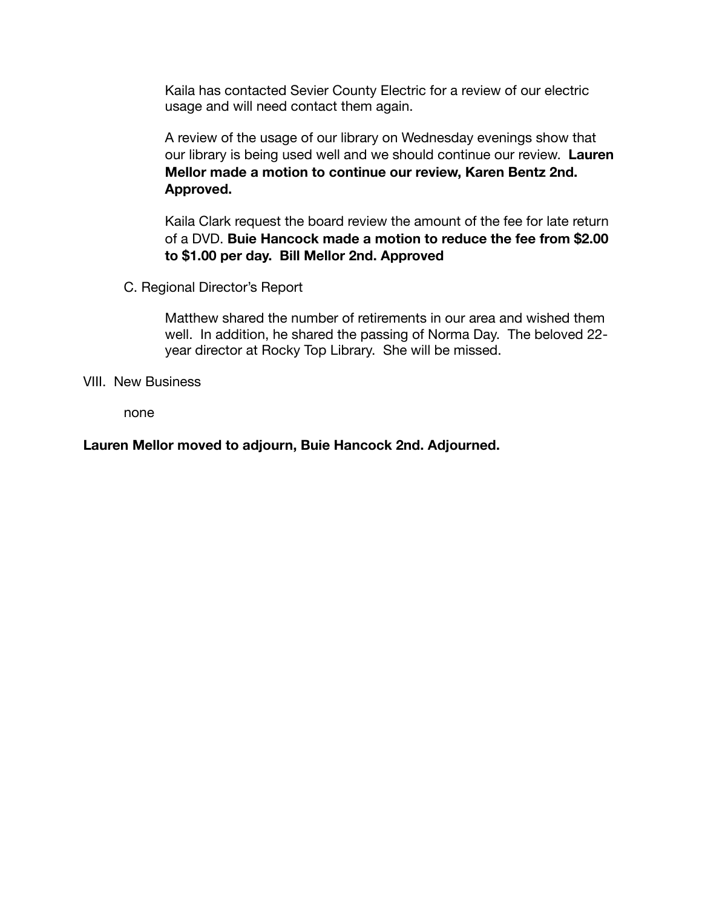Kaila has contacted Sevier County Electric for a review of our electric usage and will need contact them again.

A review of the usage of our library on Wednesday evenings show that our library is being used well and we should continue our review. **Lauren Mellor made a motion to continue our review, Karen Bentz 2nd. Approved.**

Kaila Clark request the board review the amount of the fee for late return of a DVD. **Buie Hancock made a motion to reduce the fee from $2.00 to $1.00 per day. Bill Mellor 2nd. Approved**

C. Regional Director's Report

Matthew shared the number of retirements in our area and wished them well. In addition, he shared the passing of Norma Day. The beloved 22-year director at Rocky Top Library. She will be missed.

VIII. New Business

none

**Lauren Mellor moved to adjourn, Buie Hancock 2nd. Adjourned.**